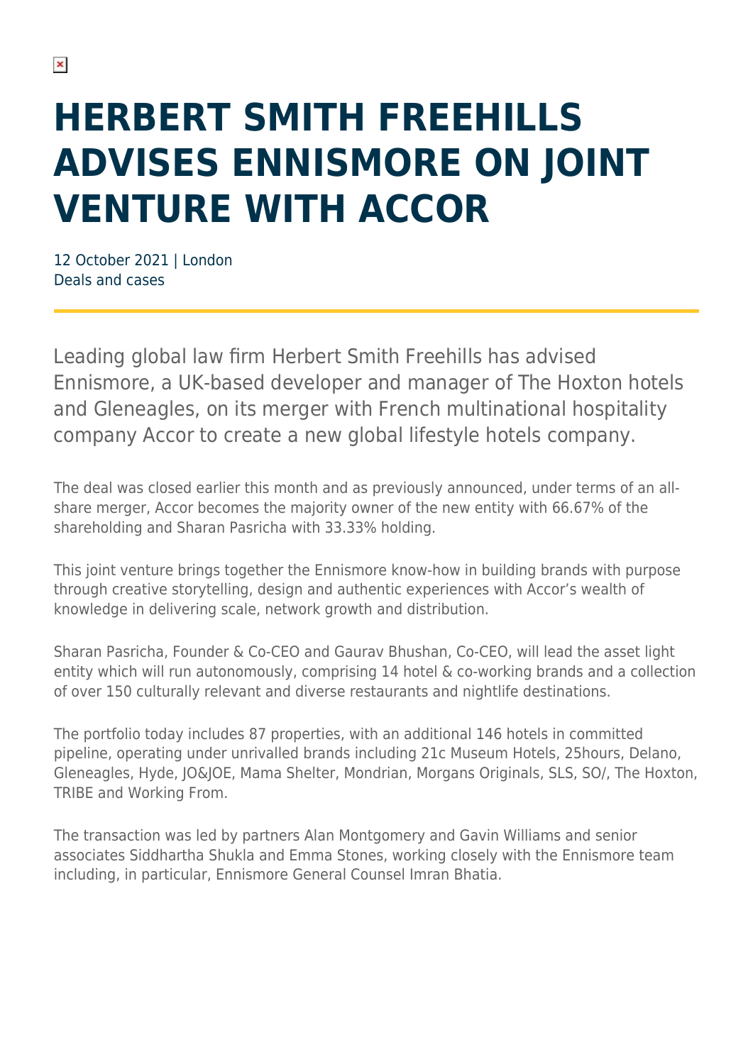# HERBERT SMITH FREEHILLS ADVISES ENNISMORE ON JOINT VENTURE WITH ACCOR

12 October 2021 | London
Deals and cases

Leading global law firm Herbert Smith Freehills has advised Ennismore, a UK-based developer and manager of The Hoxton hotels and Gleneagles, on its merger with French multinational hospitality company Accor to create a new global lifestyle hotels company.

The deal was closed earlier this month and as previously announced, under terms of an all-share merger, Accor becomes the majority owner of the new entity with 66.67% of the shareholding and Sharan Pasricha with 33.33% holding.

This joint venture brings together the Ennismore know-how in building brands with purpose through creative storytelling, design and authentic experiences with Accor's wealth of knowledge in delivering scale, network growth and distribution.

Sharan Pasricha, Founder & Co-CEO and Gaurav Bhushan, Co-CEO, will lead the asset light entity which will run autonomously, comprising 14 hotel & co-working brands and a collection of over 150 culturally relevant and diverse restaurants and nightlife destinations.

The portfolio today includes 87 properties, with an additional 146 hotels in committed pipeline, operating under unrivalled brands including 21c Museum Hotels, 25hours, Delano, Gleneagles, Hyde, JO&JOE, Mama Shelter, Mondrian, Morgans Originals, SLS, SO/, The Hoxton, TRIBE and Working From.

The transaction was led by partners Alan Montgomery and Gavin Williams and senior associates Siddhartha Shukla and Emma Stones, working closely with the Ennismore team including, in particular, Ennismore General Counsel Imran Bhatia.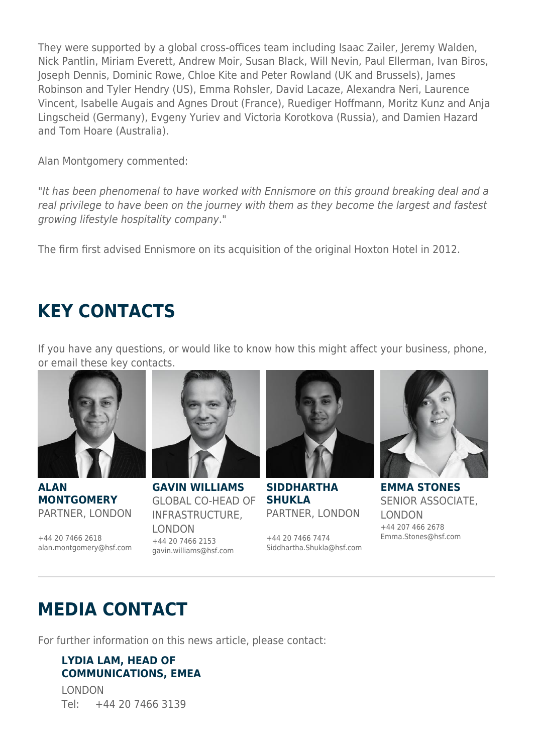They were supported by a global cross-offices team including Isaac Zailer, Jeremy Walden, Nick Pantlin, Miriam Everett, Andrew Moir, Susan Black, Will Nevin, Paul Ellerman, Ivan Biros, Joseph Dennis, Dominic Rowe, Chloe Kite and Peter Rowland (UK and Brussels), James Robinson and Tyler Hendry (US), Emma Rohsler, David Lacaze, Alexandra Neri, Laurence Vincent, Isabelle Augais and Agnes Drout (France), Ruediger Hoffmann, Moritz Kunz and Anja Lingscheid (Germany), Evgeny Yuriev and Victoria Korotkova (Russia), and Damien Hazard and Tom Hoare (Australia).

Alan Montgomery commented:

"*It has been phenomenal to have worked with Ennismore on this ground breaking deal and a real privilege to have been on the journey with them as they become the largest and fastest growing lifestyle hospitality company*."

The firm first advised Ennismore on its acquisition of the original Hoxton Hotel in 2012.

## KEY CONTACTS

If you have any questions, or would like to know how this might affect your business, phone, or email these key contacts.

**ALAN MONTGOMERY**
PARTNER, LONDON

+44 20 7466 2618
alan.montgomery@hsf.com

**GAVIN WILLIAMS**
GLOBAL CO-HEAD OF INFRASTRUCTURE, LONDON
+44 20 7466 2153
gavin.williams@hsf.com

**SIDDHARTHA SHUKLA**
PARTNER, LONDON

+44 20 7466 7474
Siddhartha.Shukla@hsf.com

**EMMA STONES**
SENIOR ASSOCIATE, LONDON
+44 207 466 2678
Emma.Stones@hsf.com

## MEDIA CONTACT

For further information on this news article, please contact:

**LYDIA LAM, HEAD OF COMMUNICATIONS, EMEA**
LONDON
Tel: +44 20 7466 3139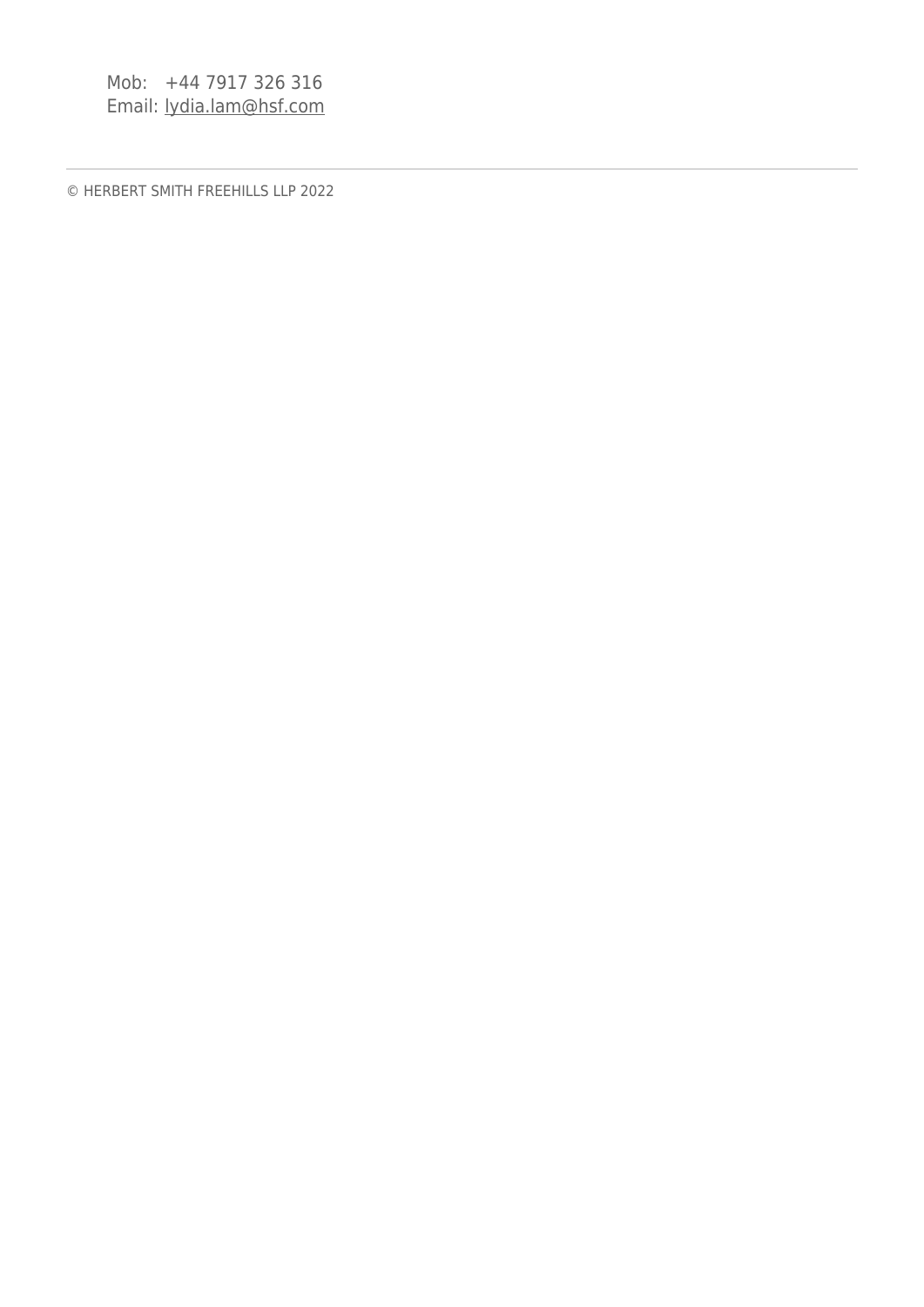Mob: +44 7917 326 316
Email: lydia.lam@hsf.com

---

© HERBERT SMITH FREEHILLS LLP 2022